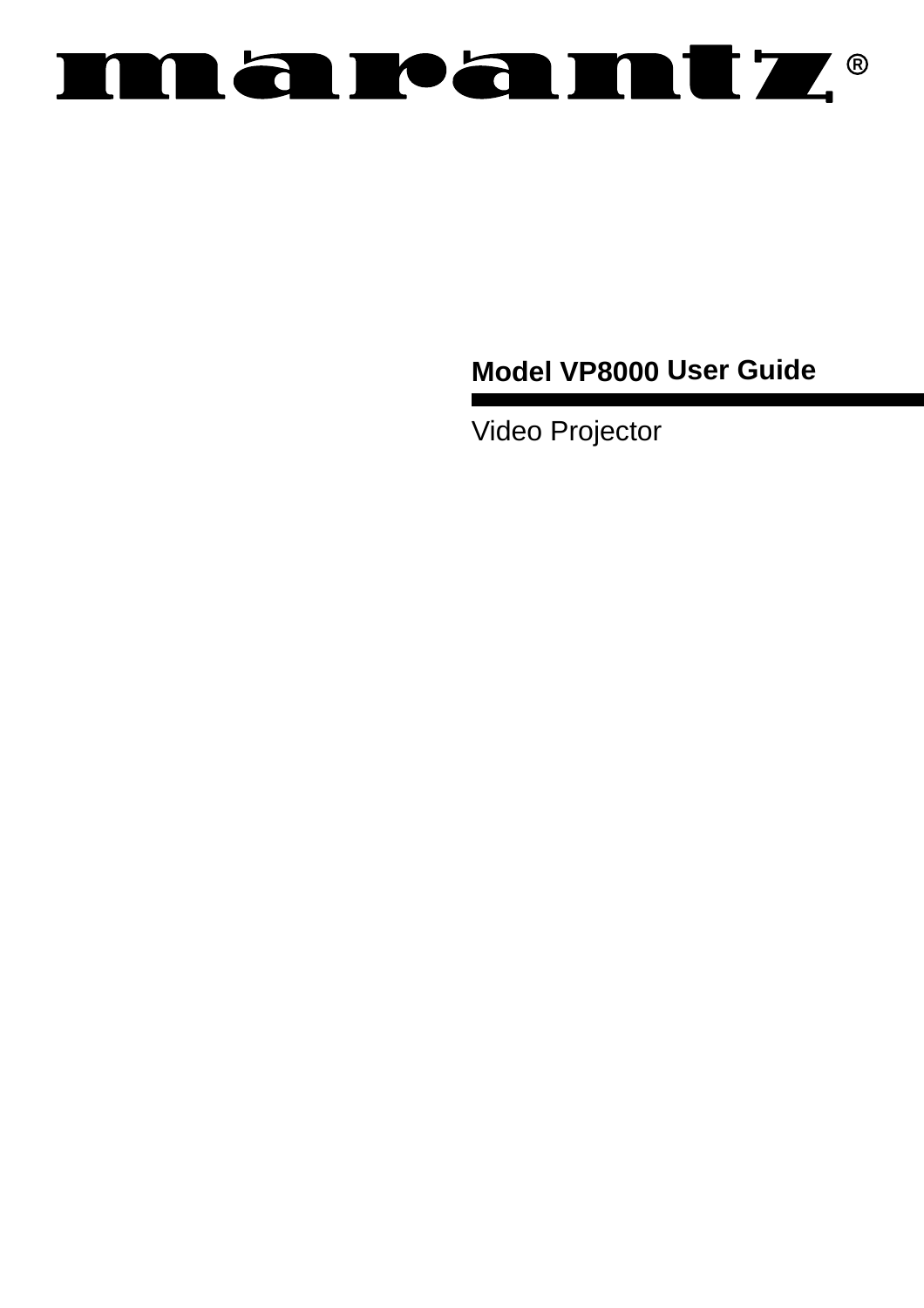# marantz®

## Model VP8000 User Guide

Video Projector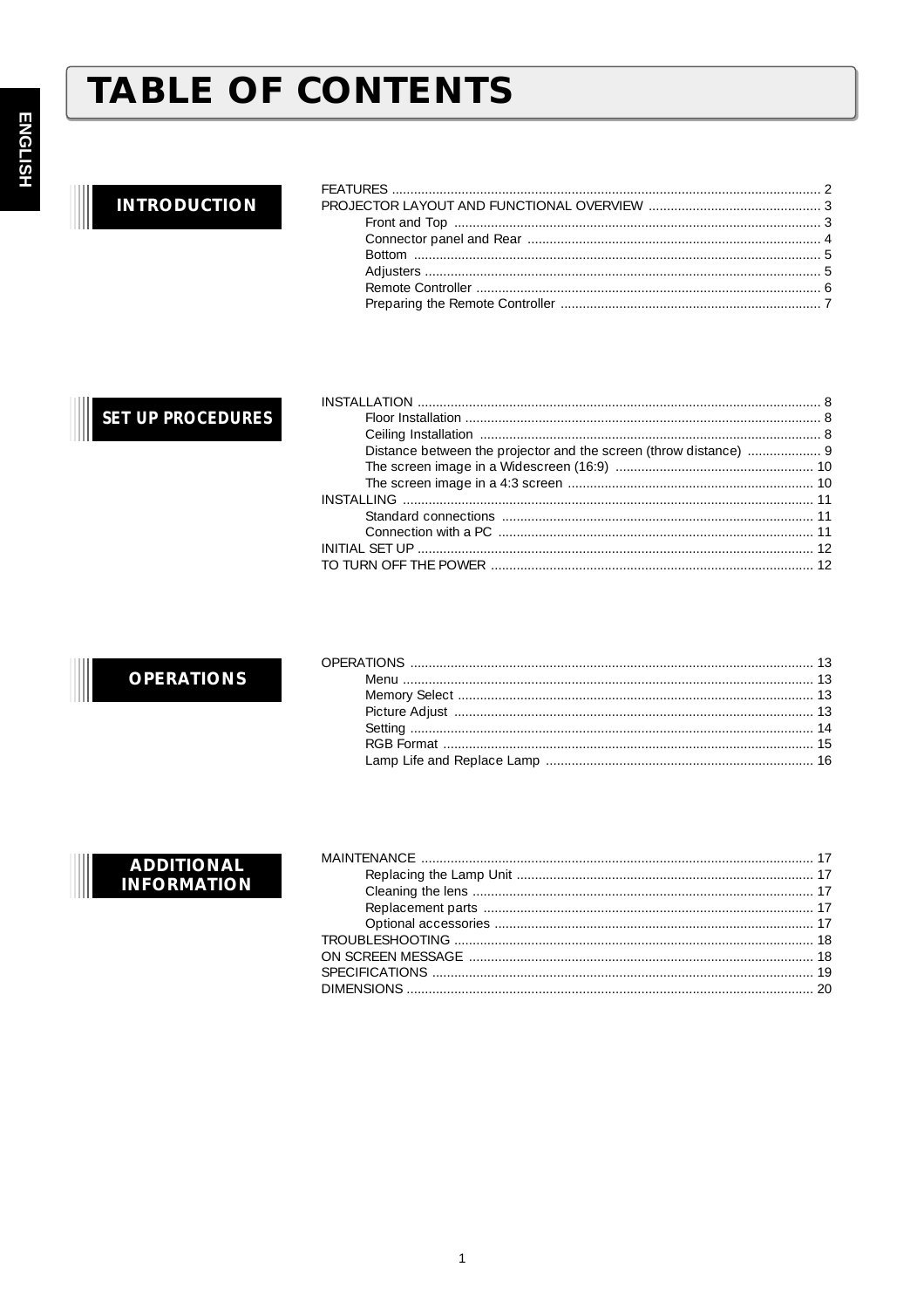# TABLE OF CONTENTS

ENGLISH

## INTRODUCTION

- FEATURES ........ 2
- PROJECTOR LAYOUT AND FUNCTIONAL OVERVIEW ........ 3
  - Front and Top ........ 3
  - Connector panel and Rear ........ 4
  - Bottom ........ 5
  - Adjusters ........ 5
  - Remote Controller ........ 6
  - Preparing the Remote Controller ........ 7

## SET UP PROCEDURES

- INSTALLATION ........ 8
  - Floor Installation ........ 8
  - Ceiling Installation ........ 8
  - Distance between the projector and the screen (throw distance) ........ 9
  - The screen image in a Widescreen (16:9) ........ 10
  - The screen image in a 4:3 screen ........ 10
- INSTALLING ........ 11
  - Standard connections ........ 11
  - Connection with a PC ........ 11
- INITIAL SET UP ........ 12
- TO TURN OFF THE POWER ........ 12

## OPERATIONS

- OPERATIONS ........ 13
  - Menu ........ 13
  - Memory Select ........ 13
  - Picture Adjust ........ 13
  - Setting ........ 14
  - RGB Format ........ 15
  - Lamp Life and Replace Lamp ........ 16

## ADDITIONAL INFORMATION

- MAINTENANCE ........ 17
  - Replacing the Lamp Unit ........ 17
  - Cleaning the lens ........ 17
  - Replacement parts ........ 17
  - Optional accessories ........ 17
- TROUBLESHOOTING ........ 18
- ON SCREEN MESSAGE ........ 18
- SPECIFICATIONS ........ 19
- DIMENSIONS ........ 20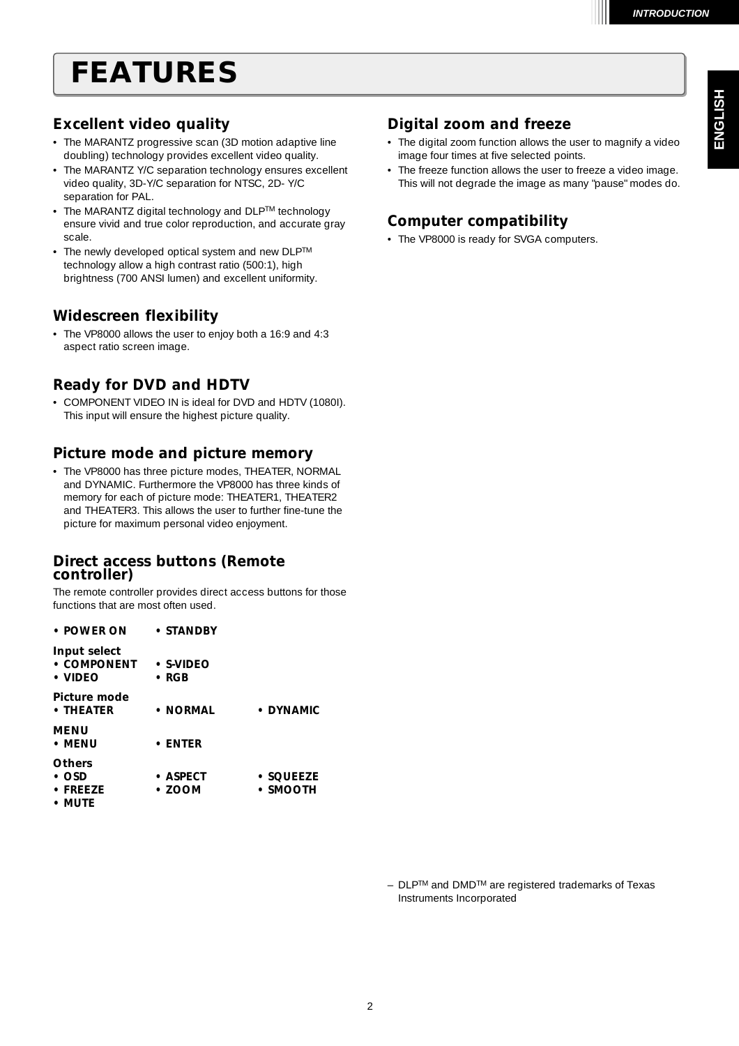# FEATURES

## Excellent video quality

- The MARANTZ progressive scan (3D motion adaptive line doubling) technology provides excellent video quality.
- The MARANTZ Y/C separation technology ensures excellent video quality, 3D-Y/C separation for NTSC, 2D- Y/C separation for PAL.
- The MARANTZ digital technology and DLP™ technology ensure vivid and true color reproduction, and accurate gray scale.
- The newly developed optical system and new DLP™ technology allow a high contrast ratio (500:1), high brightness (700 ANSI lumen) and excellent uniformity.

## Widescreen flexibility

- The VP8000 allows the user to enjoy both a 16:9 and 4:3 aspect ratio screen image.

## Ready for DVD and HDTV

- COMPONENT VIDEO IN is ideal for DVD and HDTV (1080I). This input will ensure the highest picture quality.

## Picture mode and picture memory

- The VP8000 has three picture modes, THEATER, NORMAL and DYNAMIC. Furthermore the VP8000 has three kinds of memory for each of picture mode: THEATER1, THEATER2 and THEATER3. This allows the user to further fine-tune the picture for maximum personal video enjoyment.

## Direct access buttons (Remote controller)

The remote controller provides direct access buttons for those functions that are most often used.

- **POWER ON**
- **STANDBY**

**Input select**

- **COMPONENT**
- **S-VIDEO**
- **VIDEO**
- **RGB**

**Picture mode**

- **THEATER**
- **NORMAL**
- **DYNAMIC**

**MENU**

- **MENU**
- **ENTER**

**Others**

- **OSD**
- **ASPECT**
- **SQUEEZE**
- **FREEZE**
- **ZOOM**
- **SMOOTH**
- **MUTE**

## Digital zoom and freeze

- The digital zoom function allows the user to magnify a video image four times at five selected points.
- The freeze function allows the user to freeze a video image. This will not degrade the image as many "pause" modes do.

## Computer compatibility

- The VP8000 is ready for SVGA computers.

– DLP™ and DMD™ are registered trademarks of Texas Instruments Incorporated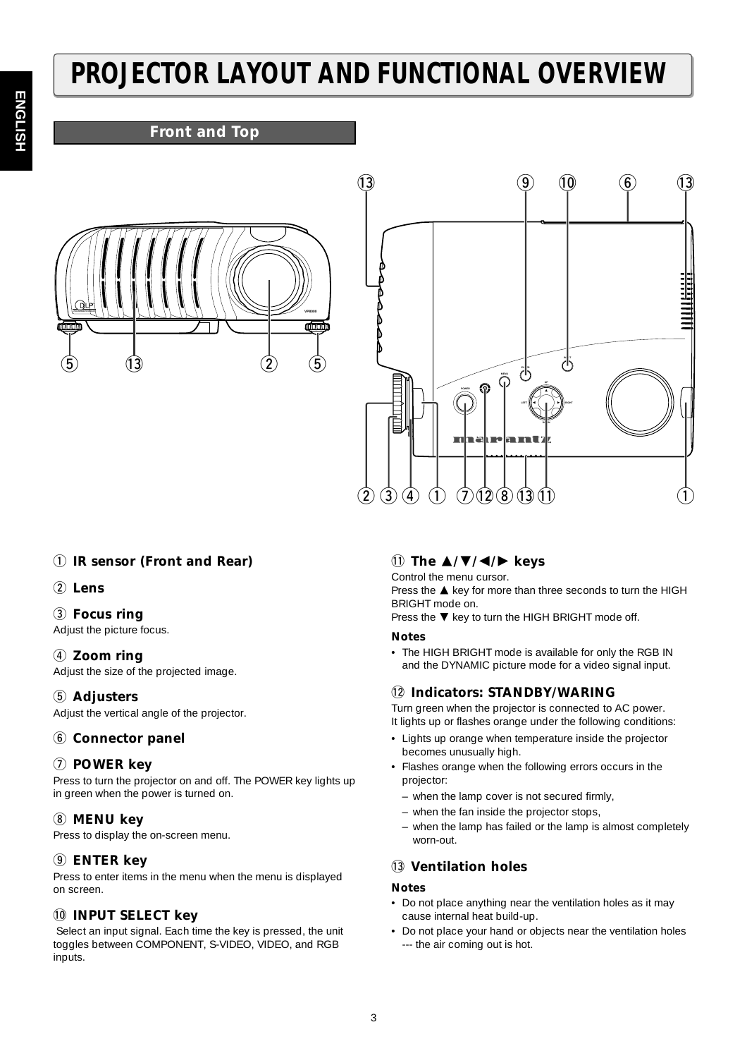# PROJECTOR LAYOUT AND FUNCTIONAL OVERVIEW

## Front and Top

### ① IR sensor (Front and Rear)

### ② Lens

### ③ Focus ring

Adjust the picture focus.

### ④ Zoom ring

Adjust the size of the projected image.

### ⑤ Adjusters

Adjust the vertical angle of the projector.

### ⑥ Connector panel

### ⑦ POWER key

Press to turn the projector on and off. The POWER key lights up in green when the power is turned on.

### ⑧ MENU key

Press to display the on-screen menu.

### ⑨ ENTER key

Press to enter items in the menu when the menu is displayed on screen.

### ⑩ INPUT SELECT key

Select an input signal. Each time the key is pressed, the unit toggles between COMPONENT, S-VIDEO, VIDEO, and RGB inputs.

### ⑪ The ▲/▼/◄/► keys

Control the menu cursor.
Press the ▲ key for more than three seconds to turn the HIGH BRIGHT mode on.
Press the ▼ key to turn the HIGH BRIGHT mode off.

**Notes**

- The HIGH BRIGHT mode is available for only the RGB IN and the DYNAMIC picture mode for a video signal input.

### ⑫ Indicators: STANDBY/WARING

Turn green when the projector is connected to AC power.
It lights up or flashes orange under the following conditions:

- Lights up orange when temperature inside the projector becomes unusually high.
- Flashes orange when the following errors occurs in the projector:
  - when the lamp cover is not secured firmly,
  - when the fan inside the projector stops,
  - when the lamp has failed or the lamp is almost completely worn-out.

### ⑬ Ventilation holes

**Notes**

- Do not place anything near the ventilation holes as it may cause internal heat build-up.
- Do not place your hand or objects near the ventilation holes --- the air coming out is hot.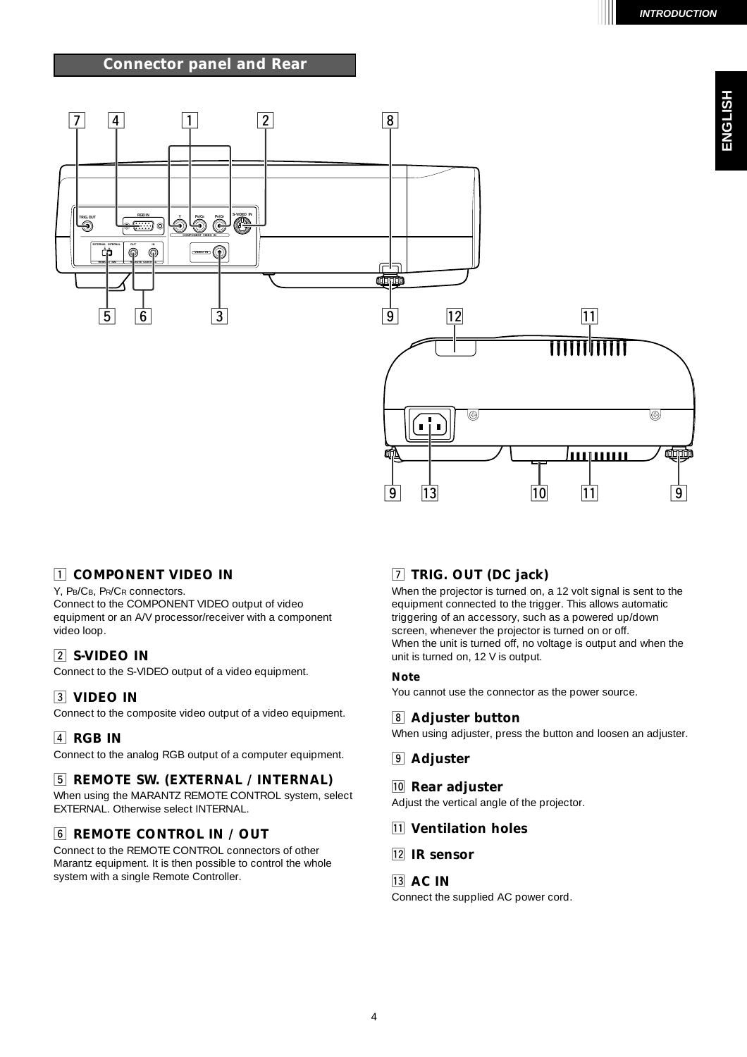## Connector panel and Rear

1 **COMPONENT VIDEO IN**

Y, PB/CB, PR/CR connectors.
Connect to the COMPONENT VIDEO output of video equipment or an A/V processor/receiver with a component video loop.

2 **S-VIDEO IN**

Connect to the S-VIDEO output of a video equipment.

3 **VIDEO IN**

Connect to the composite video output of a video equipment.

4 **RGB IN**

Connect to the analog RGB output of a computer equipment.

5 **REMOTE SW. (EXTERNAL / INTERNAL)**

When using the MARANTZ REMOTE CONTROL system, select EXTERNAL. Otherwise select INTERNAL.

6 **REMOTE CONTROL IN / OUT**

Connect to the REMOTE CONTROL connectors of other Marantz equipment. It is then possible to control the whole system with a single Remote Controller.

7 **TRIG. OUT (DC jack)**

When the projector is turned on, a 12 volt signal is sent to the equipment connected to the trigger. This allows automatic triggering of an accessory, such as a powered up/down screen, whenever the projector is turned on or off.
When the unit is turned off, no voltage is output and when the unit is turned on, 12 V is output.

**Note**

You cannot use the connector as the power source.

8 **Adjuster button**

When using adjuster, press the button and loosen an adjuster.

9 **Adjuster**

10 **Rear adjuster**

Adjust the vertical angle of the projector.

11 **Ventilation holes**

12 **IR sensor**

13 **AC IN**

Connect the supplied AC power cord.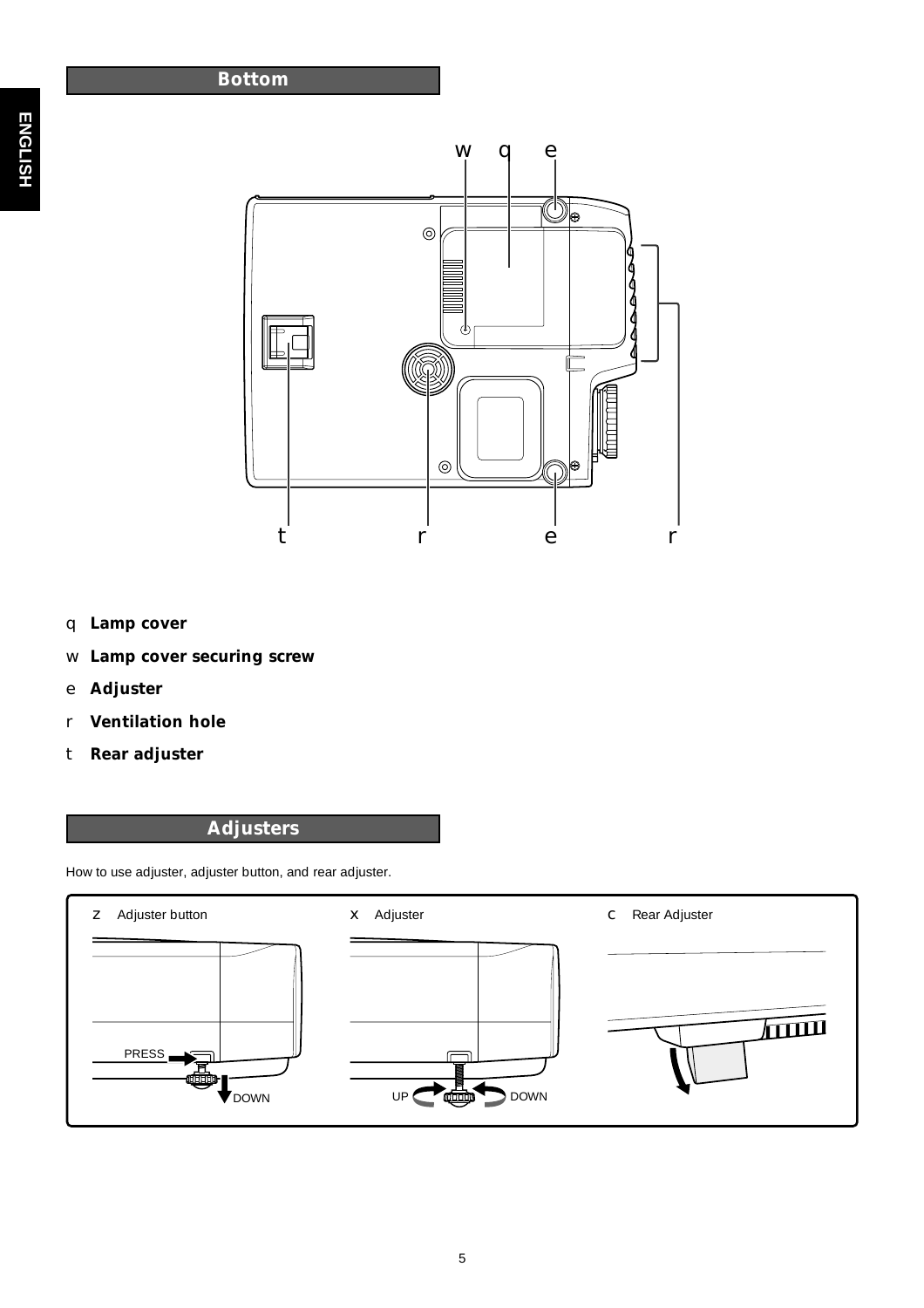## Bottom

q **Lamp cover**

w **Lamp cover securing screw**

e **Adjuster**

r **Ventilation hole**

t **Rear adjuster**

## Adjusters

How to use adjuster, adjuster button, and rear adjuster.

z Adjuster button

x Adjuster

c Rear Adjuster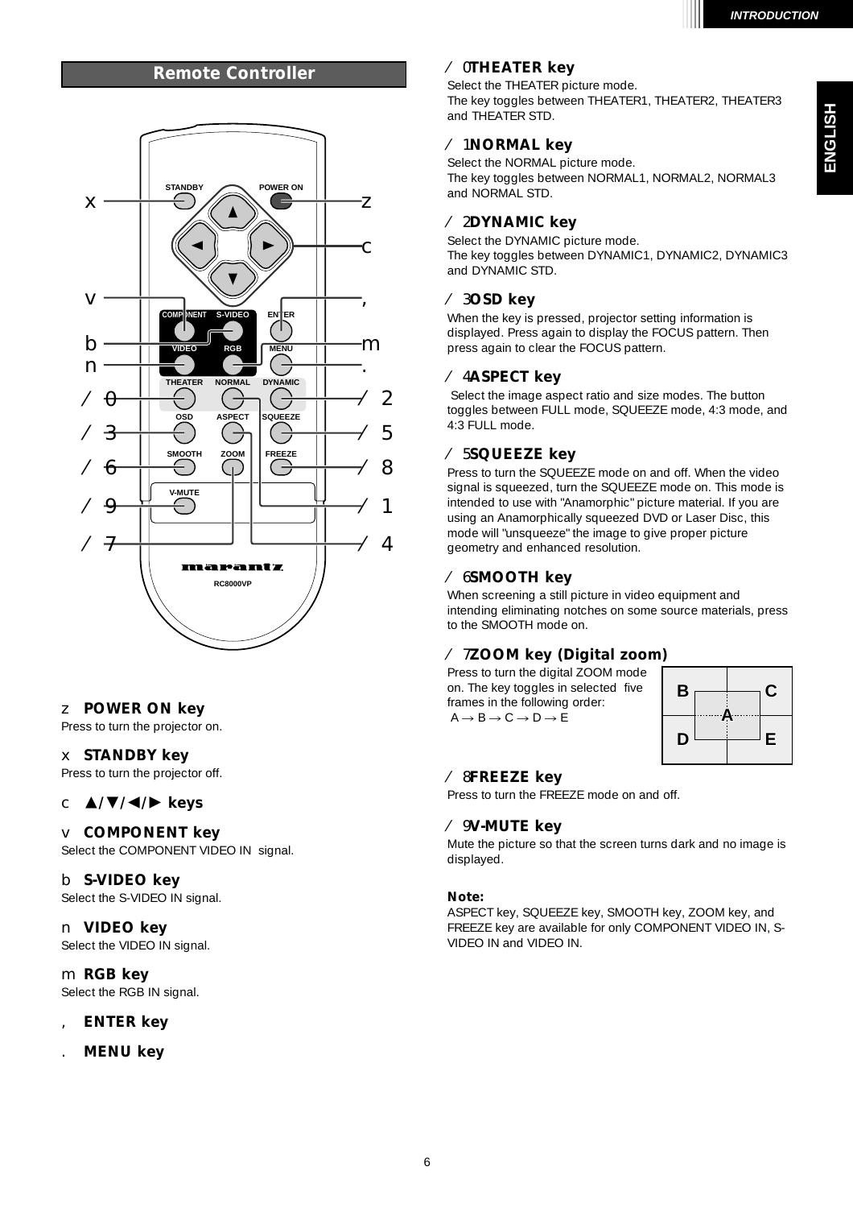## Remote Controller

z **POWER ON key**
Press to turn the projector on.

x **STANDBY key**
Press to turn the projector off.

c **▲/▼/◀/▶ keys**

v **COMPONENT key**
Select the COMPONENT VIDEO IN signal.

b **S-VIDEO key**
Select the S-VIDEO IN signal.

n **VIDEO key**
Select the VIDEO IN signal.

m **RGB key**
Select the RGB IN signal.

, **ENTER key**

. **MENU key**

/ 0 **THEATER key**
Select the THEATER picture mode.
The key toggles between THEATER1, THEATER2, THEATER3 and THEATER STD.

/ 1 **NORMAL key**
Select the NORMAL picture mode.
The key toggles between NORMAL1, NORMAL2, NORMAL3 and NORMAL STD.

/ 2 **DYNAMIC key**
Select the DYNAMIC picture mode.
The key toggles between DYNAMIC1, DYNAMIC2, DYNAMIC3 and DYNAMIC STD.

/ 3 **OSD key**
When the key is pressed, projector setting information is displayed. Press again to display the FOCUS pattern. Then press again to clear the FOCUS pattern.

/ 4 **ASPECT key**
Select the image aspect ratio and size modes. The button toggles between FULL mode, SQUEEZE mode, 4:3 mode, and 4:3 FULL mode.

/ 5 **SQUEEZE key**
Press to turn the SQUEEZE mode on and off. When the video signal is squeezed, turn the SQUEEZE mode on. This mode is intended to use with "Anamorphic" picture material. If you are using an Anamorphically squeezed DVD or Laser Disc, this mode will "unsqueeze" the image to give proper picture geometry and enhanced resolution.

/ 6 **SMOOTH key**
When screening a still picture in video equipment and intending eliminating notches on some source materials, press to the SMOOTH mode on.

/ 7 **ZOOM key (Digital zoom)**
Press to turn the digital ZOOM mode on. The key toggles in selected five frames in the following order:
A → B → C → D → E

/ 8 **FREEZE key**
Press to turn the FREEZE mode on and off.

/ 9 **V-MUTE key**
Mute the picture so that the screen turns dark and no image is displayed.

**Note:**
ASPECT key, SQUEEZE key, SMOOTH key, ZOOM key, and FREEZE key are available for only COMPONENT VIDEO IN, S-VIDEO IN and VIDEO IN.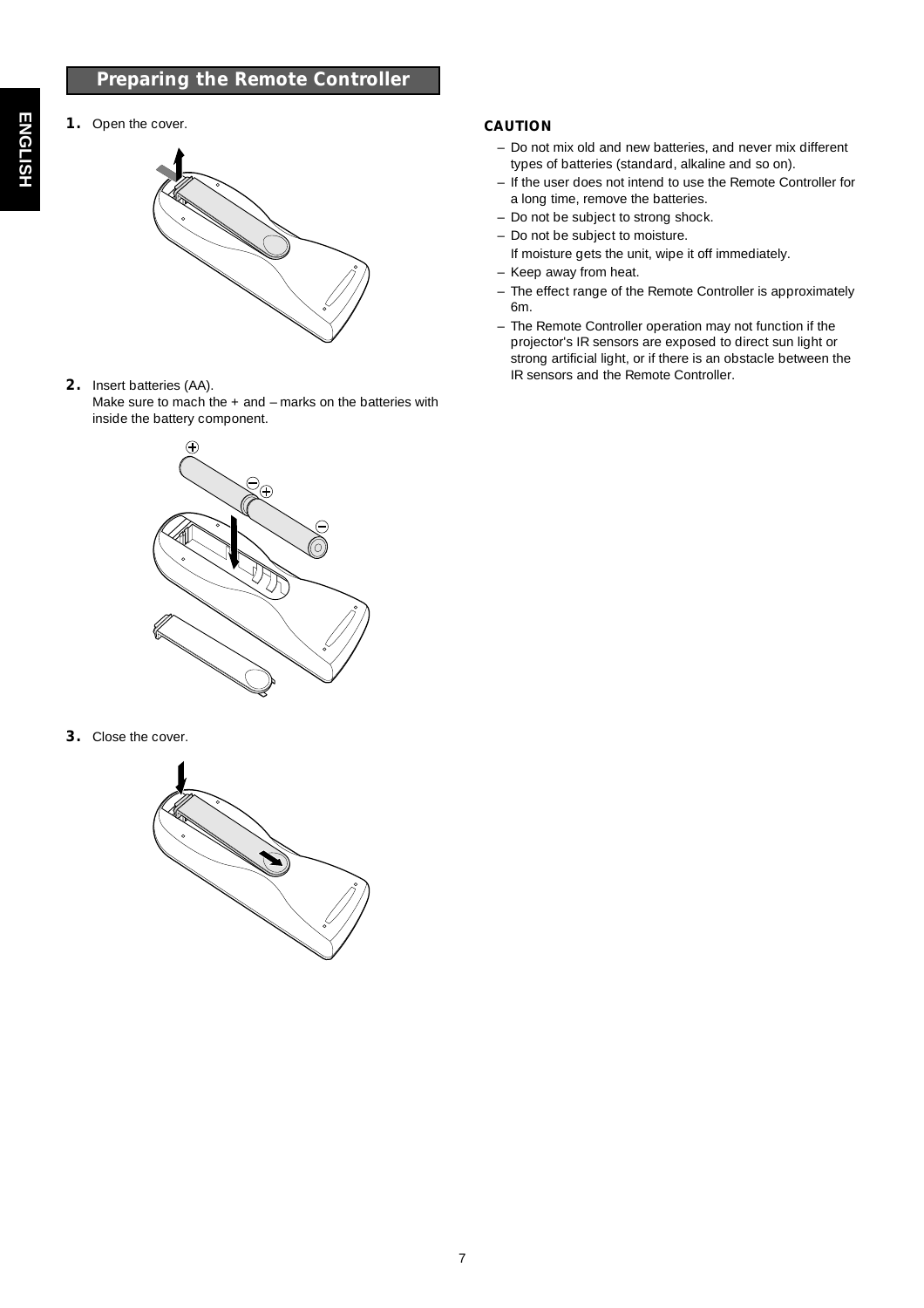## Preparing the Remote Controller

**1.** Open the cover.

**2.** Insert batteries (AA).
Make sure to mach the + and – marks on the batteries with inside the battery component.

**3.** Close the cover.

**CAUTION**

- Do not mix old and new batteries, and never mix different types of batteries (standard, alkaline and so on).
- If the user does not intend to use the Remote Controller for a long time, remove the batteries.
- Do not be subject to strong shock.
- Do not be subject to moisture.
  If moisture gets the unit, wipe it off immediately.
- Keep away from heat.
- The effect range of the Remote Controller is approximately 6m.
- The Remote Controller operation may not function if the projector's IR sensors are exposed to direct sun light or strong artificial light, or if there is an obstacle between the IR sensors and the Remote Controller.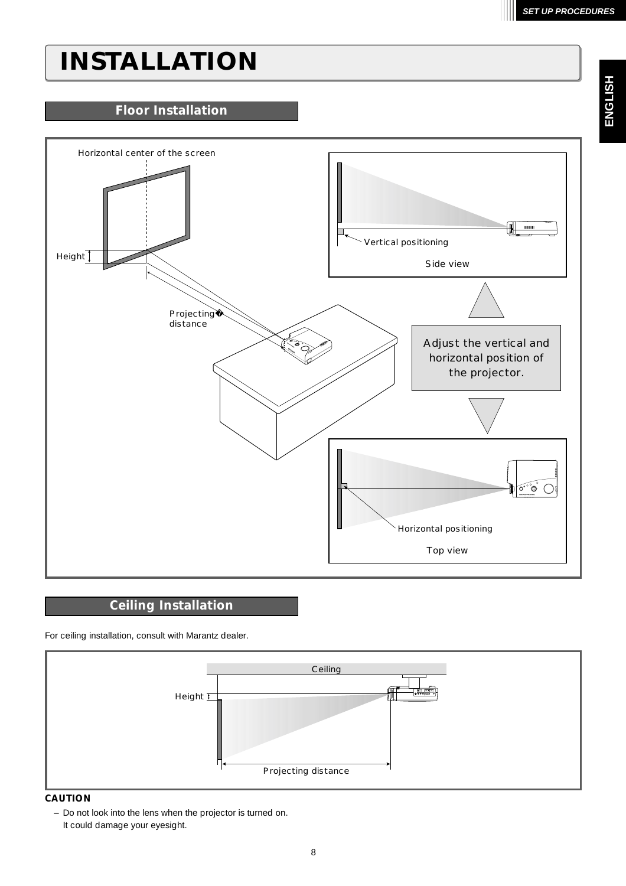# INSTALLATION

## Floor Installation

Horizontal center of the screen

Height

Projecting distance

Vertical positioning

Side view

Adjust the vertical and horizontal position of the projector.

Horizontal positioning

Top view

## Ceiling Installation

For ceiling installation, consult with Marantz dealer.

Ceiling

Height

Projecting distance

**CAUTION**

– Do not look into the lens when the projector is turned on.
  It could damage your eyesight.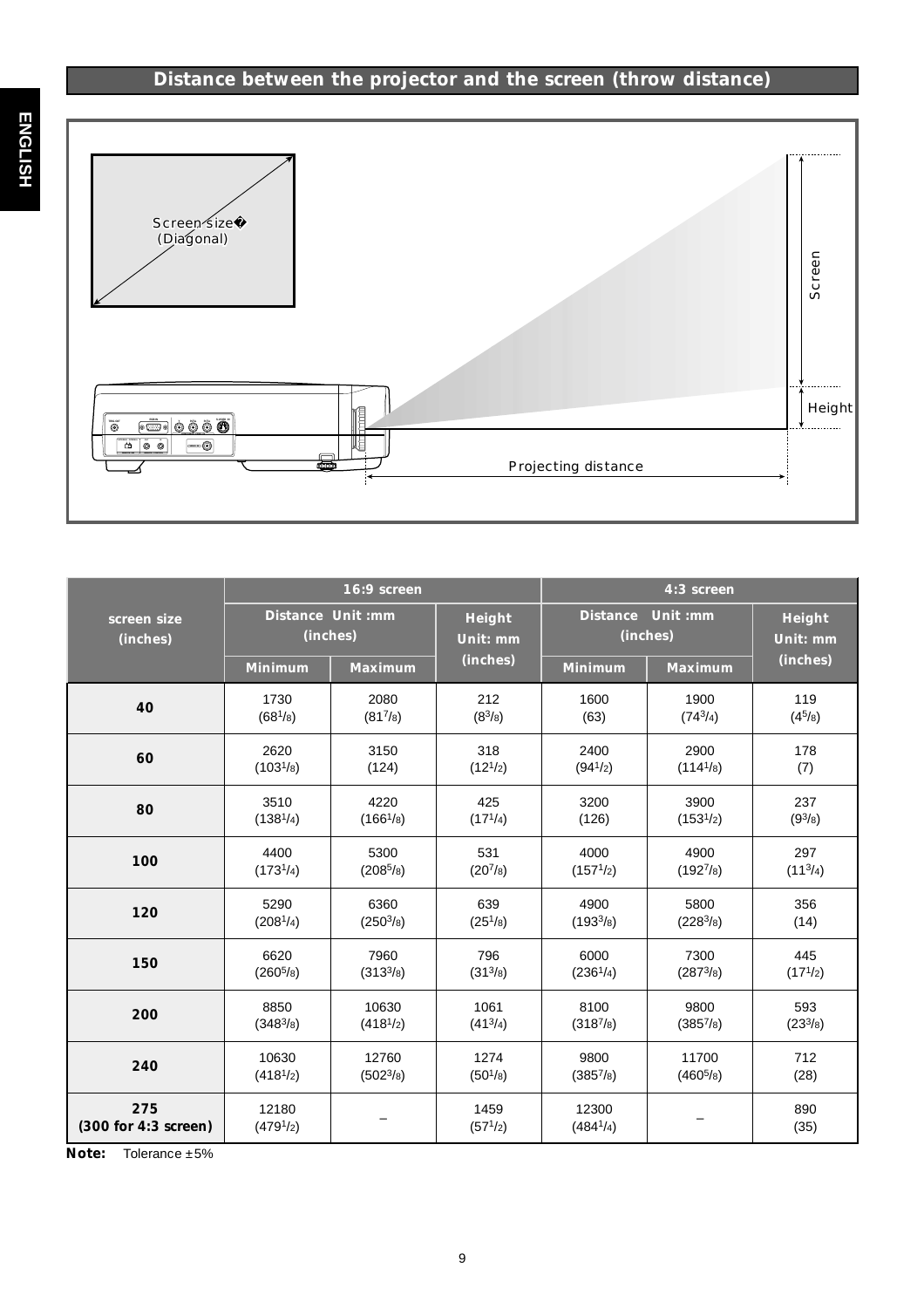## Distance between the projector and the screen (throw distance)

Screen size (Diagonal)

Screen

Height

Projecting distance

| screen size (inches) | 16:9 screen | | | 4:3 screen | | |
|---|---|---|---|---|---|---|
| | Distance Unit :mm (inches) | | Height Unit: mm (inches) | Distance Unit :mm (inches) | | Height Unit: mm (inches) |
| | Minimum | Maximum | | Minimum | Maximum | |
| **40** | 1730 (68 1/8) | 2080 (81 7/8) | 212 (8 3/8) | 1600 (63) | 1900 (74 3/4) | 119 (4 5/8) |
| **60** | 2620 (103 1/8) | 3150 (124) | 318 (12 1/2) | 2400 (94 1/2) | 2900 (114 1/8) | 178 (7) |
| **80** | 3510 (138 1/4) | 4220 (166 1/8) | 425 (17 1/4) | 3200 (126) | 3900 (153 1/2) | 237 (9 3/8) |
| **100** | 4400 (173 1/4) | 5300 (208 5/8) | 531 (20 7/8) | 4000 (157 1/2) | 4900 (192 7/8) | 297 (11 3/4) |
| **120** | 5290 (208 1/4) | 6360 (250 3/8) | 639 (25 1/8) | 4900 (193 3/8) | 5800 (228 3/8) | 356 (14) |
| **150** | 6620 (260 5/8) | 7960 (313 3/8) | 796 (31 3/8) | 6000 (236 1/4) | 7300 (287 3/8) | 445 (17 1/2) |
| **200** | 8850 (348 3/8) | 10630 (418 1/2) | 1061 (41 3/4) | 8100 (318 7/8) | 9800 (385 7/8) | 593 (23 3/8) |
| **240** | 10630 (418 1/2) | 12760 (502 3/8) | 1274 (50 1/8) | 9800 (385 7/8) | 11700 (460 5/8) | 712 (28) |
| **275 (300 for 4:3 screen)** | 12180 (479 1/2) | – | 1459 (57 1/2) | 12300 (484 1/4) | – | 890 (35) |

**Note:** Tolerance ±5%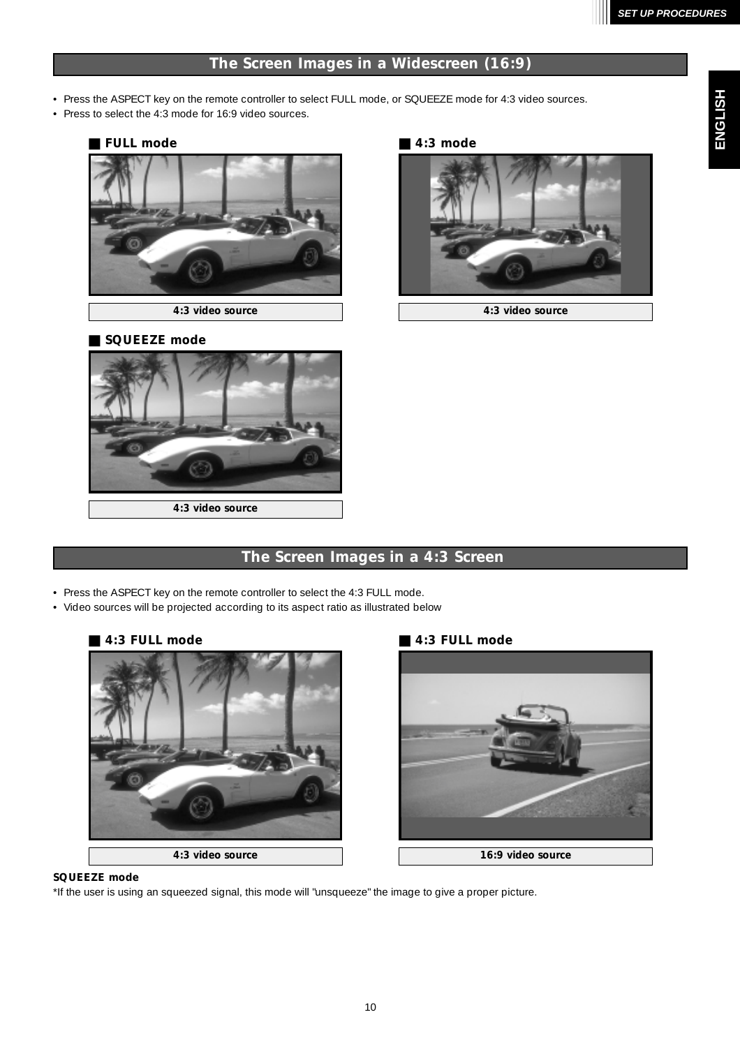## The Screen Images in a Widescreen (16:9)

- Press the ASPECT key on the remote controller to select FULL mode, or SQUEEZE mode for 4:3 video sources.
- Press to select the 4:3 mode for 16:9 video sources.

### ■ FULL mode

4:3 video source

### ■ 4:3 mode

4:3 video source

### ■ SQUEEZE mode

4:3 video source

## The Screen Images in a 4:3 Screen

- Press the ASPECT key on the remote controller to select the 4:3 FULL mode.
- Video sources will be projected according to its aspect ratio as illustrated below

### ■ 4:3 FULL mode

4:3 video source

### ■ 4:3 FULL mode

16:9 video source

**SQUEEZE mode**

*If the user is using an squeezed signal, this mode will "unsqueeze" the image to give a proper picture.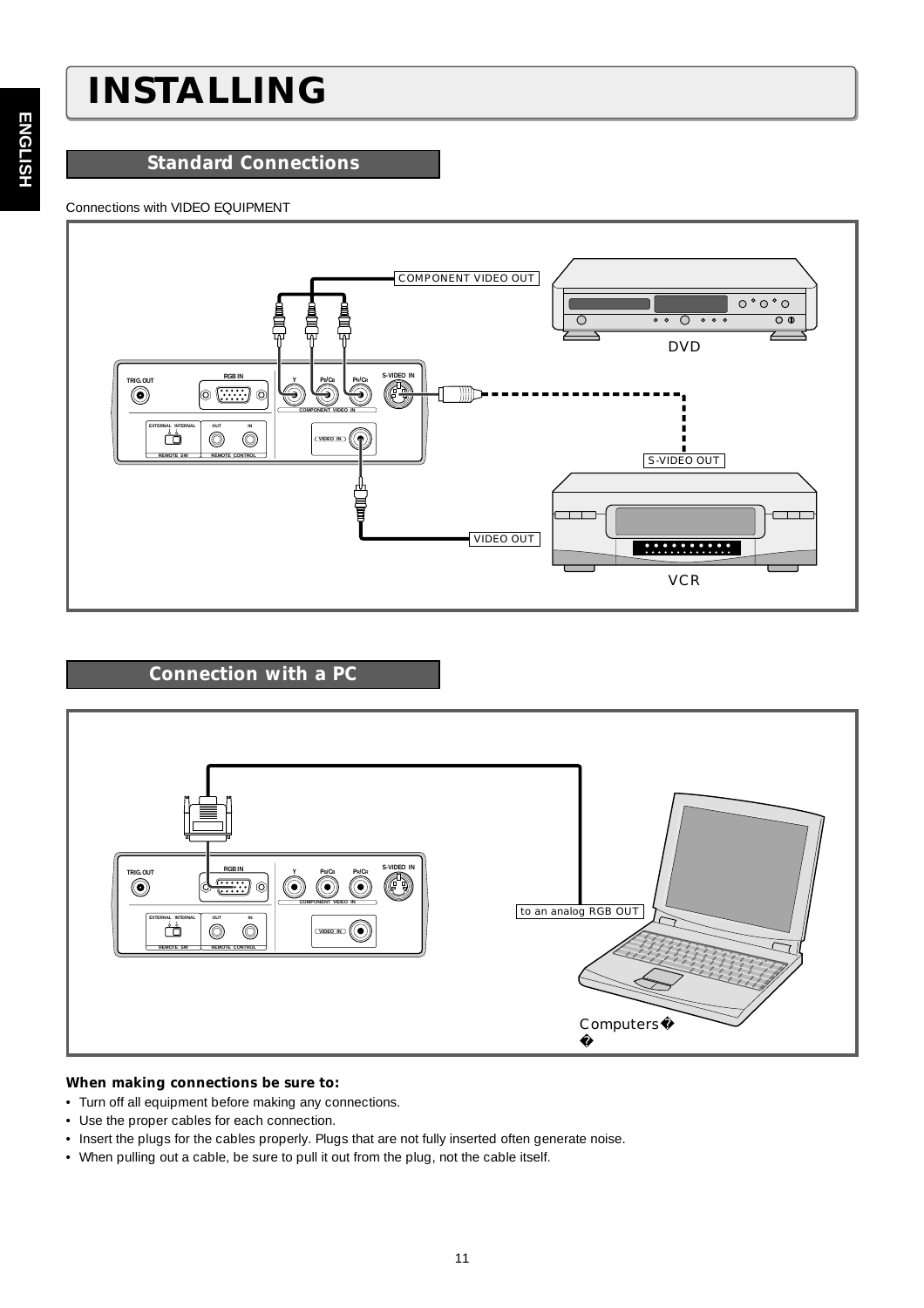# INSTALLING

## Standard Connections

Connections with VIDEO EQUIPMENT

COMPONENT VIDEO OUT

DVD

S-VIDEO OUT

VIDEO OUT

VCR

## Connection with a PC

to an analog RGB OUT

Computers

**When making connections be sure to:**

- Turn off all equipment before making any connections.
- Use the proper cables for each connection.
- Insert the plugs for the cables properly. Plugs that are not fully inserted often generate noise.
- When pulling out a cable, be sure to pull it out from the plug, not the cable itself.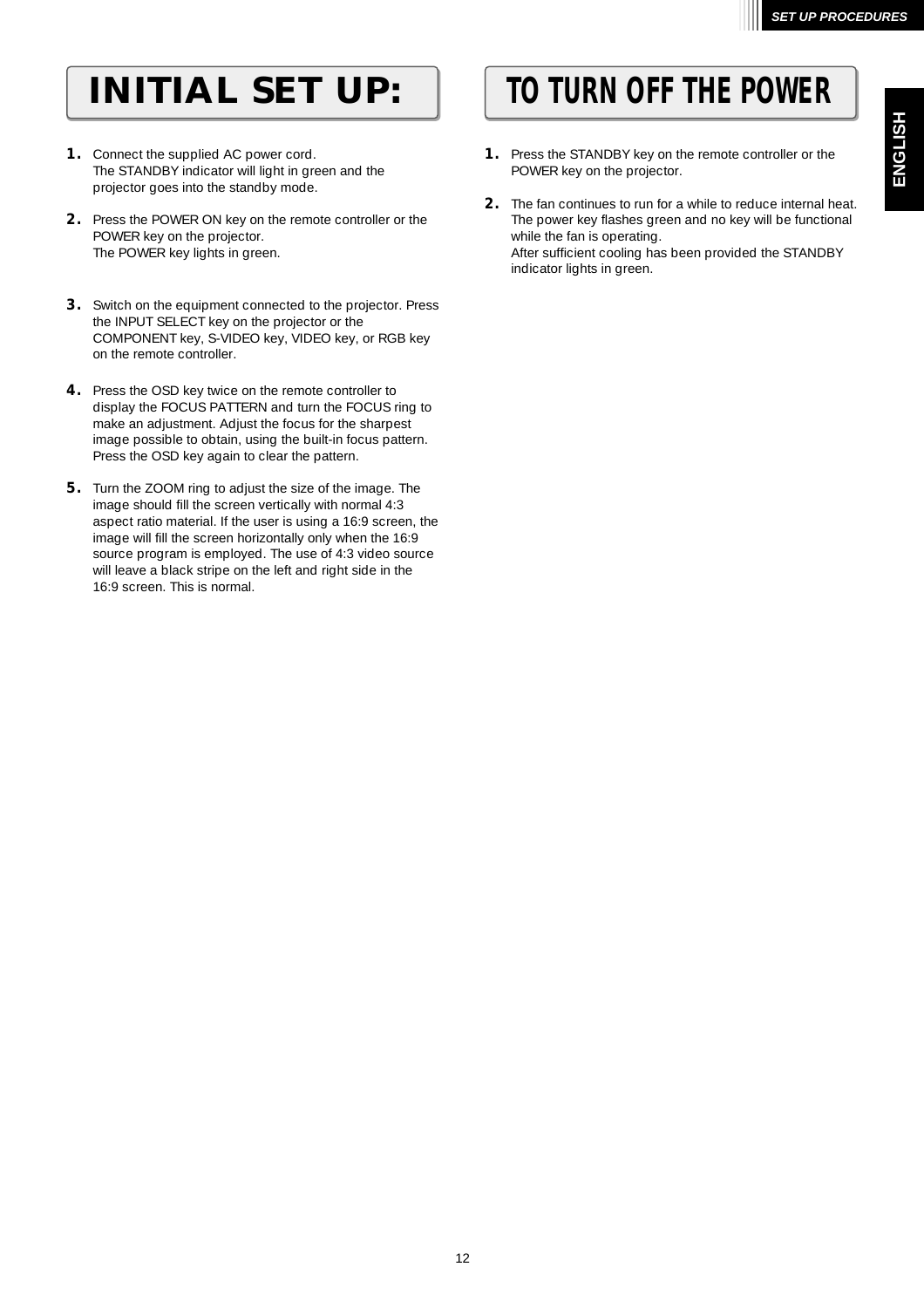# INITIAL SET UP:

1. Connect the supplied AC power cord.
   The STANDBY indicator will light in green and the projector goes into the standby mode.

2. Press the POWER ON key on the remote controller or the POWER key on the projector.
   The POWER key lights in green.

3. Switch on the equipment connected to the projector. Press the INPUT SELECT key on the projector or the COMPONENT key, S-VIDEO key, VIDEO key, or RGB key on the remote controller.

4. Press the OSD key twice on the remote controller to display the FOCUS PATTERN and turn the FOCUS ring to make an adjustment. Adjust the focus for the sharpest image possible to obtain, using the built-in focus pattern. Press the OSD key again to clear the pattern.

5. Turn the ZOOM ring to adjust the size of the image. The image should fill the screen vertically with normal 4:3 aspect ratio material. If the user is using a 16:9 screen, the image will fill the screen horizontally only when the 16:9 source program is employed. The use of 4:3 video source will leave a black stripe on the left and right side in the 16:9 screen. This is normal.

# TO TURN OFF THE POWER

1. Press the STANDBY key on the remote controller or the POWER key on the projector.

2. The fan continues to run for a while to reduce internal heat. The power key flashes green and no key will be functional while the fan is operating.
   After sufficient cooling has been provided the STANDBY indicator lights in green.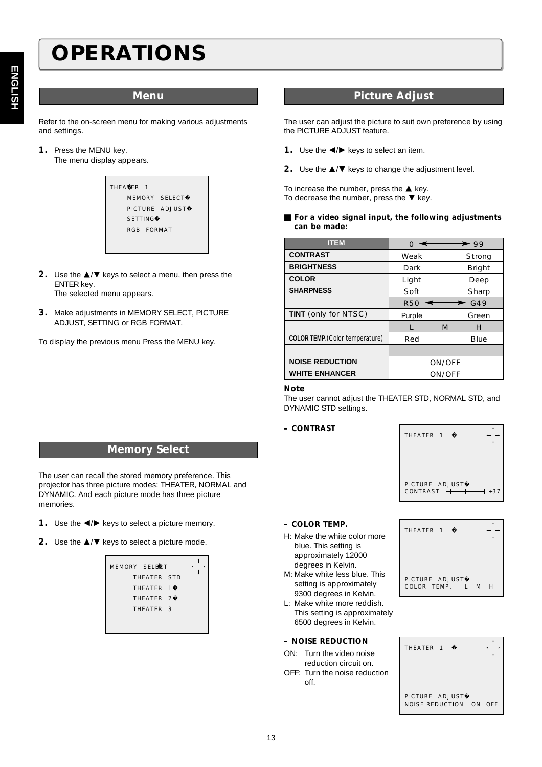# OPERATIONS

## Menu

Refer to the on-screen menu for making various adjustments and settings.

1. Press the MENU key.
   The menu display appears.

```
THEATER 1
    MEMORY SELECT
    PICTURE ADJUST
    SETTING
    RGB FORMAT
```

2. Use the ▲/▼ keys to select a menu, then press the ENTER key.
   The selected menu appears.
3. Make adjustments in MEMORY SELECT, PICTURE ADJUST, SETTING or RGB FORMAT.

To display the previous menu Press the MENU key.

## Memory Select

The user can recall the stored memory preference. This projector has three picture modes: THEATER, NORMAL and DYNAMIC. And each picture mode has three picture memories.

1. Use the ◄/► keys to select a picture memory.
2. Use the ▲/▼ keys to select a picture mode.

```
MEMORY SELECT
    THEATER STD
    THEATER 1
    THEATER 2
    THEATER 3
```

## Picture Adjust

The user can adjust the picture to suit own preference by using the PICTURE ADJUST feature.

1. Use the ◄/► keys to select an item.
2. Use the ▲/▼ keys to change the adjustment level.

To increase the number, press the ▲ key.
To decrease the number, press the ▼ key.

**■ For a video signal input, the following adjustments can be made:**

| ITEM | 0 ◄——► 99 | |
|---|---|---|
| **CONTRAST** | Weak | Strong |
| **BRIGHTNESS** | Dark | Bright |
| **COLOR** | Light | Deep |
| **SHARPNESS** | Soft | Sharp |
| | R50 ◄——► | G49 |
| **TINT** (only for NTSC) | Purple | Green |
| | L M | H |
| **COLOR TEMP.**(Color temperature) | Red | Blue |
| | | |
| **NOISE REDUCTION** | ON/OFF | |
| **WHITE ENHANCER** | ON/OFF | |

**Note**

The user cannot adjust the THEATER STD, NORMAL STD, and DYNAMIC STD settings.

**– CONTRAST**

```
THEATER 1

PICTURE ADJUST
CONTRAST          +37
```

**– COLOR TEMP.**

H: Make the white color more blue. This setting is approximately 12000 degrees in Kelvin.
M: Make white less blue. This setting is approximately 9300 degrees in Kelvin.
L: Make white more reddish. This setting is approximately 6500 degrees in Kelvin.

```
THEATER 1

PICTURE ADJUST
COLOR TEMP.   L  M  H
```

**– NOISE REDUCTION**

ON: Turn the video noise reduction circuit on.
OFF: Turn the noise reduction off.

```
THEATER 1

PICTURE ADJUST
NOISE REDUCTION  ON  OFF
```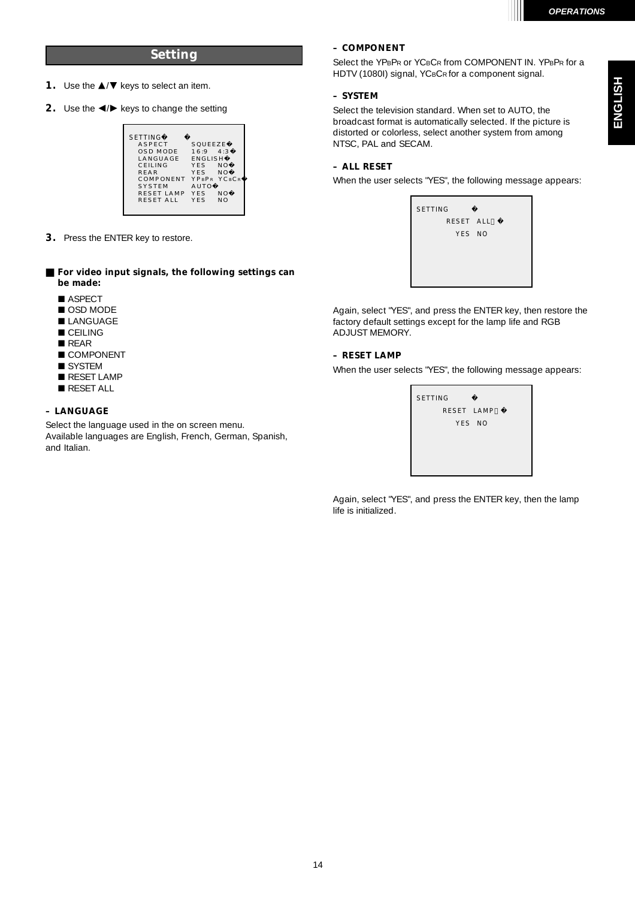## Setting

**1.** Use the ▲/▼ keys to select an item.

**2.** Use the ◀/▶ keys to change the setting

```
SETTING
   ASPECT        SQUEEZE
   OSD MODE      16:9    4:3
   LANGUAGE      ENGLISH
   CEILING       YES     NO
   REAR          YES     NO
   COMPONENT     YPBPR  YCBCR
   SYSTEM        AUTO
   RESET LAMP    YES     NO
   RESET ALL     YES     NO
```

**3.** Press the ENTER key to restore.

■ **For video input signals, the following settings can be made:**

- ■ ASPECT
- ■ OSD MODE
- ■ LANGUAGE
- ■ CEILING
- ■ REAR
- ■ COMPONENT
- ■ SYSTEM
- ■ RESET LAMP
- ■ RESET ALL

**– LANGUAGE**

Select the language used in the on screen menu.
Available languages are English, French, German, Spanish, and Italian.

**– COMPONENT**

Select the $YP_BP_R$ or $YC_BC_R$ from COMPONENT IN. $YP_BP_R$ for a HDTV (1080I) signal, $YC_BC_R$ for a component signal.

**– SYSTEM**

Select the television standard. When set to AUTO, the broadcast format is automatically selected. If the picture is distorted or colorless, select another system from among NTSC, PAL and SECAM.

**– ALL RESET**

When the user selects "YES", the following message appears:

```
SETTING
       RESET ALL
         YES  NO
```

Again, select "YES", and press the ENTER key, then restore the factory default settings except for the lamp life and RGB ADJUST MEMORY.

**– RESET LAMP**

When the user selects "YES", the following message appears:

```
SETTING
      RESET LAMP
         YES  NO
```

Again, select "YES", and press the ENTER key, then the lamp life is initialized.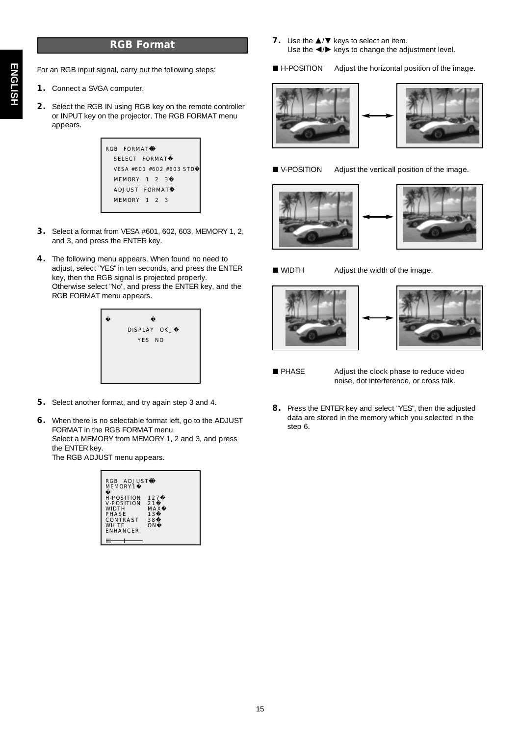## RGB Format

For an RGB input signal, carry out the following steps:

1. Connect a SVGA computer.
2. Select the RGB IN using RGB key on the remote controller or INPUT key on the projector. The RGB FORMAT menu appears.

```
RGB FORMAT
  SELECT FORMAT
  VESA #601 #602 #603 STD
  MEMORY 1 2 3
  ADJUST FORMAT
  MEMORY 1 2 3
```

3. Select a format from VESA #601, 602, 603, MEMORY 1, 2, and 3, and press the ENTER key.
4. The following menu appears. When found no need to adjust, select "YES" in ten seconds, and press the ENTER key, then the RGB signal is projected properly. Otherwise select "No", and press the ENTER key, and the RGB FORMAT menu appears.

```
DISPLAY OK?
  YES NO
```

5. Select another format, and try again step 3 and 4.
6. When there is no selectable format left, go to the ADJUST FORMAT in the RGB FORMAT menu.
   Select a MEMORY from MEMORY 1, 2 and 3, and press the ENTER key.
   The RGB ADJUST menu appears.

```
RGB ADJUST
MEMORY1

H-POSITION   127
V-POSITION   21
WIDTH        MAX
PHASE        13
CONTRAST     38
WHITE        ON
ENHANCER
```

7. Use the ▲/▼ keys to select an item.
   Use the ◄/► keys to change the adjustment level.

■ H-POSITION Adjust the horizontal position of the image.

■ V-POSITION Adjust the verticall position of the image.

■ WIDTH Adjust the width of the image.

■ PHASE Adjust the clock phase to reduce video noise, dot interference, or cross talk.

8. Press the ENTER key and select "YES", then the adjusted data are stored in the memory which you selected in the step 6.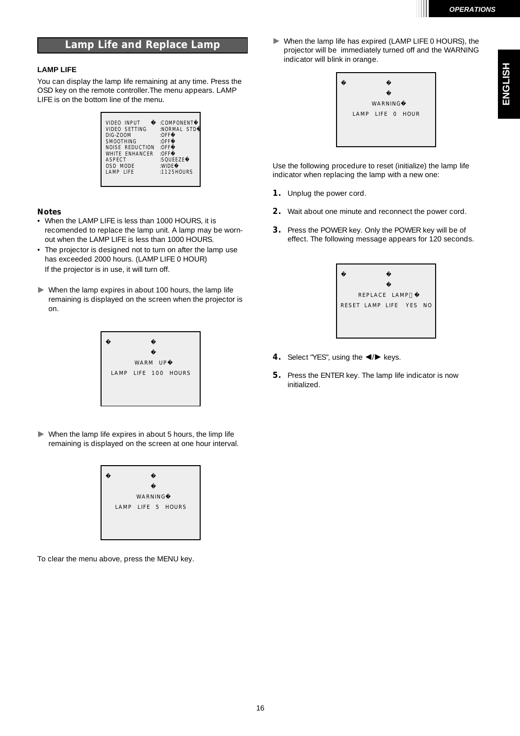## Lamp Life and Replace Lamp

**LAMP LIFE**

You can display the lamp life remaining at any time. Press the OSD key on the remote controller.The menu appears. LAMP LIFE is on the bottom line of the menu.

```
VIDEO INPUT      :COMPONENT
VIDEO SETTING    :NORMAL STD
DIG-ZOOM         :OFF
SMOOTHING        :OFF
NOISE REDUCTION  :OFF
WHITE ENHANCER   :OFF
ASPECT           :SQUEEZE
OSD MODE         :WIDE
LAMP LIFE        :1125HOURS
```

### Notes

- When the LAMP LIFE is less than 1000 HOURS, it is recomended to replace the lamp unit. A lamp may be worn-out when the LAMP LIFE is less than 1000 HOURS.
- The projector is designed not to turn on after the lamp use has exceeded 2000 hours. (LAMP LIFE 0 HOUR)
  If the projector is in use, it will turn off.

► When the lamp expires in about 100 hours, the lamp life remaining is displayed on the screen when the projector is on.

```
WARM UP
LAMP LIFE 100 HOURS
```

► When the lamp life expires in about 5 hours, the limp life remaining is displayed on the screen at one hour interval.

```
WARNING
LAMP LIFE 5 HOURS
```

To clear the menu above, press the MENU key.

► When the lamp life has expired (LAMP LIFE 0 HOURS), the projector will be immediately turned off and the WARNING indicator will blink in orange.

```
WARNING
LAMP LIFE 0 HOUR
```

Use the following procedure to reset (initialize) the lamp life indicator when replacing the lamp with a new one:

1. Unplug the power cord.
2. Wait about one minute and reconnect the power cord.
3. Press the POWER key. Only the POWER key will be of effect. The following message appears for 120 seconds.

```
REPLACE LAMP
RESET LAMP LIFE  YES  NO
```

4. Select "YES", using the ◄/► keys.
5. Press the ENTER key. The lamp life indicator is now initialized.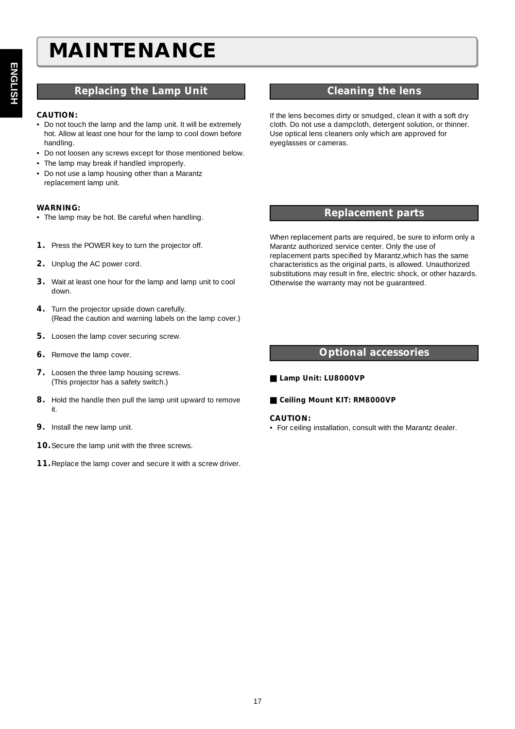# MAINTENANCE

## Replacing the Lamp Unit

**CAUTION:**

- Do not touch the lamp and the lamp unit. It will be extremely hot. Allow at least one hour for the lamp to cool down before handling.
- Do not loosen any screws except for those mentioned below.
- The lamp may break if handled improperly.
- Do not use a lamp housing other than a Marantz replacement lamp unit.

**WARNING:**

- The lamp may be hot. Be careful when handling.

1. Press the POWER key to turn the projector off.
2. Unplug the AC power cord.
3. Wait at least one hour for the lamp and lamp unit to cool down.
4. Turn the projector upside down carefully. (Read the caution and warning labels on the lamp cover.)
5. Loosen the lamp cover securing screw.
6. Remove the lamp cover.
7. Loosen the three lamp housing screws. (This projector has a safety switch.)
8. Hold the handle then pull the lamp unit upward to remove it.
9. Install the new lamp unit.
10. Secure the lamp unit with the three screws.
11. Replace the lamp cover and secure it with a screw driver.

## Cleaning the lens

If the lens becomes dirty or smudged, clean it with a soft dry cloth. Do not use a dampcloth, detergent solution, or thinner. Use optical lens cleaners only which are approved for eyeglasses or cameras.

## Replacement parts

When replacement parts are required, be sure to inform only a Marantz authorized service center. Only the use of replacement parts specified by Marantz,which has the same characteristics as the original parts, is allowed. Unauthorized substitutions may result in fire, electric shock, or other hazards. Otherwise the warranty may not be guaranteed.

## Optional accessories

■ **Lamp Unit: LU8000VP**

■ **Ceiling Mount KIT: RM8000VP**

**CAUTION:**

- For ceiling installation, consult with the Marantz dealer.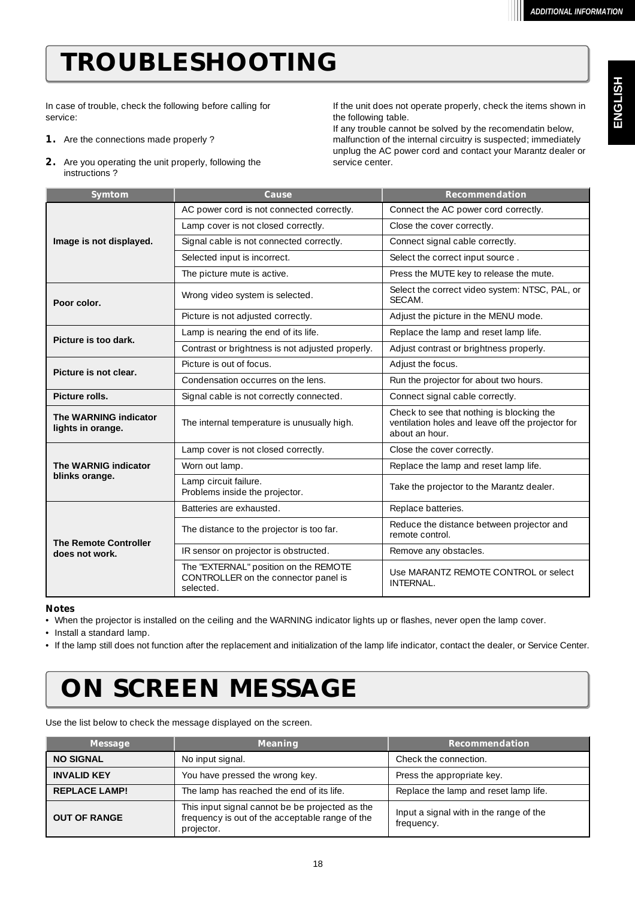# TROUBLESHOOTING

In case of trouble, check the following before calling for service:

1. Are the connections made properly ?
2. Are you operating the unit properly, following the instructions ?

If the unit does not operate properly, check the items shown in the following table.
If any trouble cannot be solved by the recomendatin below, malfunction of the internal circuitry is suspected; immediately unplug the AC power cord and contact your Marantz dealer or service center.

| Symtom | Cause | Recommendation |
|---|---|---|
| **Image is not displayed.** | AC power cord is not connected correctly. | Connect the AC power cord correctly. |
| | Lamp cover is not closed correctly. | Close the cover correctly. |
| | Signal cable is not connected correctly. | Connect signal cable correctly. |
| | Selected input is incorrect. | Select the correct input source . |
| | The picture mute is active. | Press the MUTE key to release the mute. |
| **Poor color.** | Wrong video system is selected. | Select the correct video system: NTSC, PAL, or SECAM. |
| | Picture is not adjusted correctly. | Adjust the picture in the MENU mode. |
| **Picture is too dark.** | Lamp is nearing the end of its life. | Replace the lamp and reset lamp life. |
| | Contrast or brightness is not adjusted properly. | Adjust contrast or brightness properly. |
| **Picture is not clear.** | Picture is out of focus. | Adjust the focus. |
| | Condensation occurres on the lens. | Run the projector for about two hours. |
| **Picture rolls.** | Signal cable is not correctly connected. | Connect signal cable correctly. |
| **The WARNING indicator lights in orange.** | The internal temperature is unusually high. | Check to see that nothing is blocking the ventilation holes and leave off the projector for about an hour. |
| **The WARNIG indicator blinks orange.** | Lamp cover is not closed correctly. | Close the cover correctly. |
| | Worn out lamp. | Replace the lamp and reset lamp life. |
| | Lamp circuit failure.<br>Problems inside the projector. | Take the projector to the Marantz dealer. |
| **The Remote Controller does not work.** | Batteries are exhausted. | Replace batteries. |
| | The distance to the projector is too far. | Reduce the distance between projector and remote control. |
| | IR sensor on projector is obstructed. | Remove any obstacles. |
| | The "EXTERNAL" position on the REMOTE CONTROLLER on the connector panel is selected. | Use MARANTZ REMOTE CONTROL or select INTERNAL. |

**Notes**

- When the projector is installed on the ceiling and the WARNING indicator lights up or flashes, never open the lamp cover.
- Install a standard lamp.
- If the lamp still does not function after the replacement and initialization of the lamp life indicator, contact the dealer, or Service Center.

# ON SCREEN MESSAGE

Use the list below to check the message displayed on the screen.

| Message | Meaning | Recommendation |
|---|---|---|
| **NO SIGNAL** | No input signal. | Check the connection. |
| **INVALID KEY** | You have pressed the wrong key. | Press the appropriate key. |
| **REPLACE LAMP!** | The lamp has reached the end of its life. | Replace the lamp and reset lamp life. |
| **OUT OF RANGE** | This input signal cannot be be projected as the frequency is out of the acceptable range of the projector. | Input a signal with in the range of the frequency. |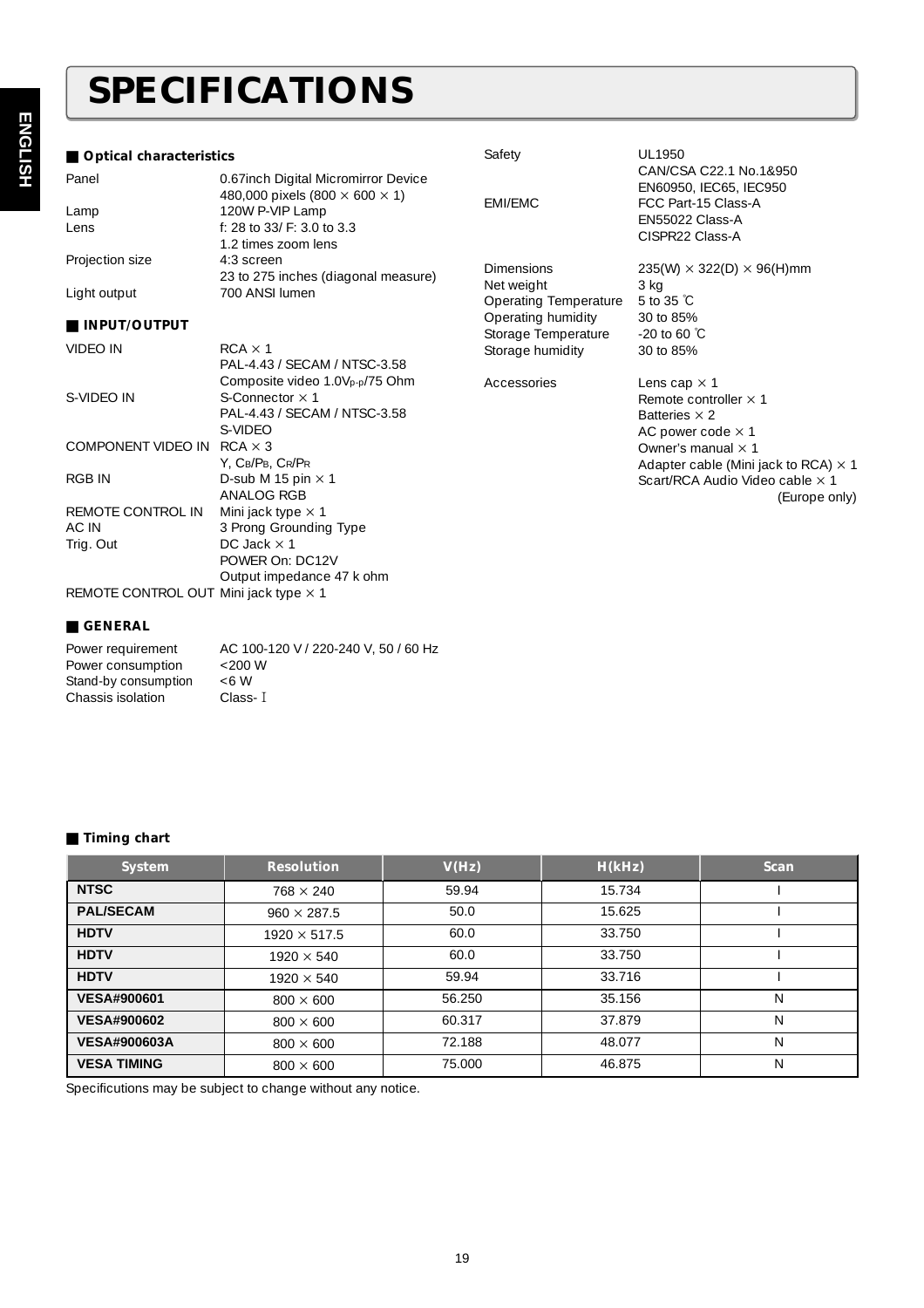# SPECIFICATIONS

## ■ Optical characteristics

| | |
|---|---|
| Panel | 0.67inch Digital Micromirror Device<br>480,000 pixels (800 × 600 × 1) |
| Lamp | 120W P-VIP Lamp |
| Lens | f: 28 to 33/ F: 3.0 to 3.3<br>1.2 times zoom lens |
| Projection size | 4:3 screen<br>23 to 275 inches (diagonal measure) |
| Light output | 700 ANSI lumen |

## ■ INPUT/OUTPUT

| | |
|---|---|
| VIDEO IN | RCA × 1<br>PAL-4.43 / SECAM / NTSC-3.58<br>Composite video 1.0Vp-p/75 Ohm |
| S-VIDEO IN | S-Connector × 1<br>PAL-4.43 / SECAM / NTSC-3.58<br>S-VIDEO |
| COMPONENT VIDEO IN | RCA × 3<br>Y, $C_B/P_B$, $C_R/P_R$ |
| RGB IN | D-sub M 15 pin × 1<br>ANALOG RGB |
| REMOTE CONTROL IN | Mini jack type × 1 |
| AC IN | 3 Prong Grounding Type |
| Trig. Out | DC Jack × 1<br>POWER On: DC12V<br>Output impedance 47 k ohm |
| REMOTE CONTROL OUT | Mini jack type × 1 |

## ■ GENERAL

| | |
|---|---|
| Power requirement | AC 100-120 V / 220-240 V, 50 / 60 Hz |
| Power consumption | <200 W |
| Stand-by consumption | <6 W |
| Chassis isolation | Class- I |
| Safety | UL1950<br>CAN/CSA C22.1 No.1&950<br>EN60950, IEC65, IEC950 |
| EMI/EMC | FCC Part-15 Class-A<br>EN55022 Class-A<br>CISPR22 Class-A |
| Dimensions | 235(W) × 322(D) × 96(H)mm |
| Net weight | 3 kg |
| Operating Temperature | 5 to 35 ℃ |
| Operating humidity | 30 to 85% |
| Storage Temperature | -20 to 60 ℃ |
| Storage humidity | 30 to 85% |
| Accessories | Lens cap × 1<br>Remote controller × 1<br>Batteries × 2<br>AC power code × 1<br>Owner's manual × 1<br>Adapter cable (Mini jack to RCA) × 1<br>Scart/RCA Audio Video cable × 1<br>(Europe only) |

## ■ Timing chart

| System | Resolution | V(Hz) | H(kHz) | Scan |
|---|---|---|---|---|
| NTSC | 768 × 240 | 59.94 | 15.734 | I |
| PAL/SECAM | 960 × 287.5 | 50.0 | 15.625 | I |
| HDTV | 1920 × 517.5 | 60.0 | 33.750 | I |
| HDTV | 1920 × 540 | 60.0 | 33.750 | I |
| HDTV | 1920 × 540 | 59.94 | 33.716 | I |
| VESA#900601 | 800 × 600 | 56.250 | 35.156 | N |
| VESA#900602 | 800 × 600 | 60.317 | 37.879 | N |
| VESA#900603A | 800 × 600 | 72.188 | 48.077 | N |
| VESA TIMING | 800 × 600 | 75.000 | 46.875 | N |

Specificutions may be subject to change without any notice.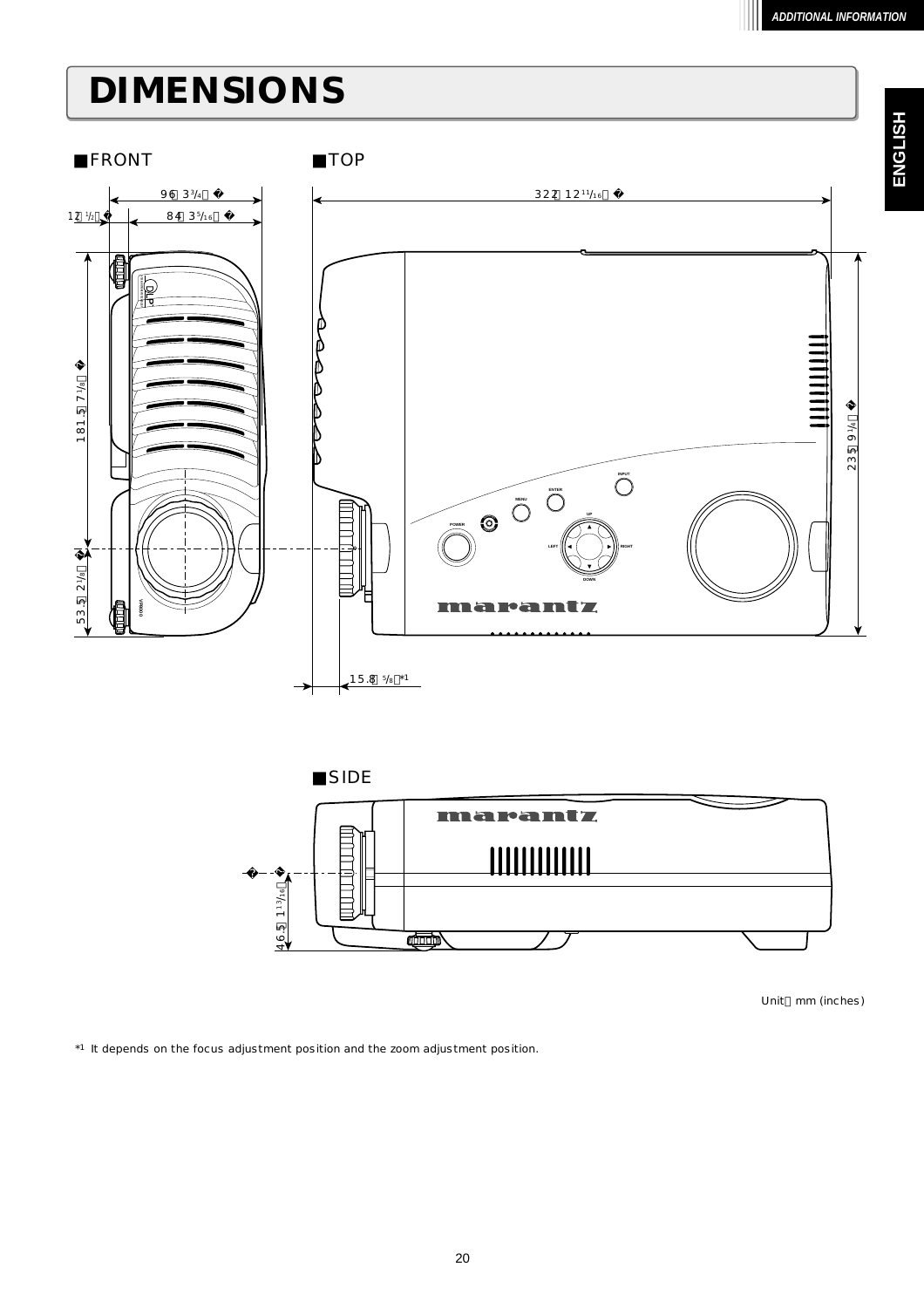# DIMENSIONS

■FRONT

■TOP

96 (3 3/4)

12 (1/2)

84 (3 5/16)

322 (12 11/16)

181.5 (7 1/8)

53.5 (2 1/8)

235 (9 1/4)

15.8 (5/8)*1

■SIDE

46.5 (1 13/16)

Unit : mm (inches)

*1 It depends on the focus adjustment position and the zoom adjustment position.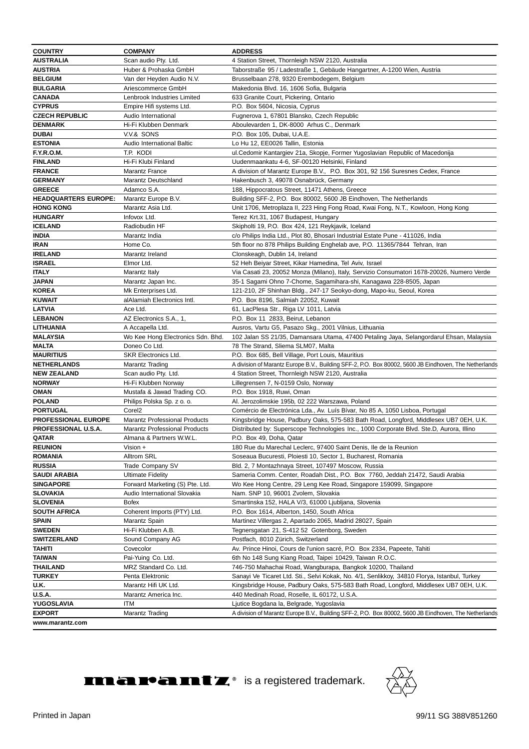| COUNTRY | COMPANY | ADDRESS |
|---|---|---|
| AUSTRALIA | Scan audio Pty. Ltd. | 4 Station Street, Thornleigh NSW 2120, Australia |
| AUSTRIA | Huber & Prohaska GmbH | Taborstraße 95 / Ladestraße 1, Gebäude Hangartner, A-1200 Wien, Austria |
| BELGIUM | Van der Heyden Audio N.V. | Brusselbaan 278, 9320 Erembodegem, Belgium |
| BULGARIA | Ariescommerce GmbH | Makedonia Blvd. 16, 1606 Sofia, Bulgaria |
| CANADA | Lenbrook Industries Limited | 633 Granite Court, Pickering, Ontario |
| CYPRUS | Empire Hifi systems Ltd. | P.O. Box 5604, Nicosia, Cyprus |
| CZECH REPUBLIC | Audio International | Fugnerova 1, 67801 Blansko, Czech Republic |
| DENMARK | Hi-Fi Klubben Denmark | Aboulevarden 1, DK-8000 Arhus C., Denmark |
| DUBAI | V.V.& SONS | P.O. Box 105, Dubai, U.A.E. |
| ESTONIA | Audio International Baltic | Lo Hu 12, EE0026 Tallin, Estonia |
| F.Y.R.O.M. | T.P. KODI | ul.Cedomir Kantargiev 21a, Skopje, Former Yugoslavian Republic of Macedonija |
| FINLAND | Hi-Fi Klubi Finland | Uudenmaankatu 4-6, SF-00120 Helsinki, Finland |
| FRANCE | Marantz France | A division of Marantz Europe B.V., P.O. Box 301, 92 156 Suresnes Cedex, France |
| GERMANY | Marantz Deutschland | Hakenbusch 3, 49078 Osnabrück, Germany |
| GREECE | Adamco S.A. | 188, Hippocratous Street, 11471 Athens, Greece |
| HEADQUARTERS EUROPE: | Marantz Europe B.V. | Building SFF-2, P.O. Box 80002, 5600 JB Eindhoven, The Netherlands |
| HONG KONG | Marantz Asia Ltd. | Unit 1706, Metroplaza II, 223 Hing Fong Road, Kwai Fong, N.T., Kowloon, Hong Kong |
| HUNGARY | Infovox Ltd. | Terez Krt.31, 1067 Budapest, Hungary |
| ICELAND | Radiobudin HF | Skipholti 19, P.O. Box 424, 121 Reykjavik, Iceland |
| INDIA | Marantz India | c/o Philips India Ltd., Plot 80, Bhosari Industrial Estate Pune - 411026, India |
| IRAN | Home Co. | 5th floor no 878 Philips Building Enghelab ave, P.O. 11365/7844 Tehran, Iran |
| IRELAND | Marantz Ireland | Clonskeagh, Dublin 14, Ireland |
| ISRAEL | Elmor Ltd. | 52 Heh Beiyar Street, Kikar Hamedina, Tel Aviv, Israel |
| ITALY | Marantz Italy | Via Casati 23, 20052 Monza (Milano), Italy, Servizio Consumatori 1678-20026, Numero Verde |
| JAPAN | Marantz Japan Inc. | 35-1 Sagami Ohno 7-Chome, Sagamihara-shi, Kanagawa 228-8505, Japan |
| KOREA | Mk Enterprises Ltd. | 121-210, 2F Shinhan Bldg., 247-17 Seokyo-dong, Mapo-ku, Seoul, Korea |
| KUWAIT | alAlamiah Electronics Intl. | P.O. Box 8196, Salmiah 22052, Kuwait |
| LATVIA | Ace Ltd. | 61, LacPlesa Str., Riga LV 1011, Latvia |
| LEBANON | AZ Electronics S.A., 1, | P.O. Box 11 2833, Beirut, Lebanon |
| LITHUANIA | A Accapella Ltd. | Ausros, Vartu G5, Pasazo Skg., 2001 Vilnius, Lithuania |
| MALAYSIA | Wo Kee Hong Electronics Sdn. Bhd. | 102 Jalan SS 21/35, Damansara Utama, 47400 Petaling Jaya, Selangordarul Ehsan, Malaysia |
| MALTA | Doneo Co Ltd. | 78 The Strand, Sliema SLM07, Malta |
| MAURITIUS | SKR Electronics Ltd. | P.O. Box 685, Bell Village, Port Louis, Mauritius |
| NETHERLANDS | Marantz Trading | A division of Marantz Europe B.V., Building SFF-2, P.O. Box 80002, 5600 JB Eindhoven, The Netherlands |
| NEW ZEALAND | Scan audio Pty. Ltd. | 4 Station Street, Thornleigh NSW 2120, Australia |
| NORWAY | Hi-Fi Klubben Norway | Lillegrensen 7, N-0159 Oslo, Norway |
| OMAN | Mustafa & Jawad Trading CO. | P.O. Box 1918, Ruwi, Oman |
| POLAND | Philips Polska Sp. z o. o. | Al. Jerozolimskie 195b, 02 222 Warszawa, Poland |
| PORTUGAL | Corel2 | Comércio de Electrónica Lda., Av. Luís Bívar, No 85 A, 1050 Lisboa, Portugal |
| PROFESSIONAL EUROPE | Marantz Professional Products | Kingsbridge House, Padbury Oaks, 575-583 Bath Road, Longford, Middlesex UB7 0EH, U.K. |
| PROFESSIONAL U.S.A. | Marantz Professional Products | Distributed by: Superscope Technologies Inc., 1000 Corporate Blvd. Ste.D, Aurora, Illino |
| QATAR | Almana & Partners W.W.L. | P.O. Box 49, Doha, Qatar |
| REUNION | Vision + | 180 Rue du Marechal Leclerc, 97400 Saint Denis, Ile de la Reunion |
| ROMANIA | Alltrom SRL | Soseaua Bucuresti, Ploiesti 10, Sector 1, Bucharest, Romania |
| RUSSIA | Trade Company SV | Bld. 2, 7 Montazhnaya Street, 107497 Moscow, Russia |
| SAUDI ARABIA | Ultimate Fidelity | Sameria Comm. Center, Roadah Dist., P.O. Box 7760, Jeddah 21472, Saudi Arabia |
| SINGAPORE | Forward Marketing (S) Pte. Ltd. | Wo Kee Hong Centre, 29 Leng Kee Road, Singapore 159099, Singapore |
| SLOVAKIA | Audio International Slovakia | Nam. SNP 10, 96001 Zvolem, Slovakia |
| SLOVENIA | Bofex | Smartinska 152, HALA V/3, 61000 Ljubljana, Slovenia |
| SOUTH AFRICA | Coherent Imports (PTY) Ltd. | P.O. Box 1614, Alberton, 1450, South Africa |
| SPAIN | Marantz Spain | Martinez Villergas 2, Apartado 2065, Madrid 28027, Spain |
| SWEDEN | Hi-Fi Klubben A.B. | Tegnersgatan 21, S-412 52 Gotenborg, Sweden |
| SWITZERLAND | Sound Company AG | Postfach, 8010 Zürich, Switzerland |
| TAHITI | Covecolor | Av. Prince Hinoi, Cours de l'union sacré, P.O. Box 2334, Papeete, Tahiti |
| TAIWAN | Pai-Yuing Co. Ltd. | 6th No 148 Sung Kiang Road, Taipei 10429, Taiwan R.O.C. |
| THAILAND | MRZ Standard Co. Ltd. | 746-750 Mahachai Road, Wangburapa, Bangkok 10200, Thailand |
| TURKEY | Penta Elektronic | Sanayi Ve Ticaret Ltd. Sti., Selvi Kokak, No. 4/1, Senlikkoy, 34810 Florya, Istanbul, Turkey |
| U.K. | Marantz Hifi UK Ltd. | Kingsbridge House, Padbury Oaks, 575-583 Bath Road, Longford, Middlesex UB7 0EH, U.K. |
| U.S.A. | Marantz America Inc. | 440 Medinah Road, Roselle, IL 60172, U.S.A. |
| YUGOSLAVIA | ITM | Ljutice Bogdana la, Belgrade, Yugoslavia |
| EXPORT | Marantz Trading | A division of Marantz Europe B.V., Building SFF-2, P.O. Box 80002, 5600 JB Eindhoven, The Netherlands |

**www.marantz.com**

marantz® is a registered trademark.

Printed in Japan

99/11 SG 388V851260